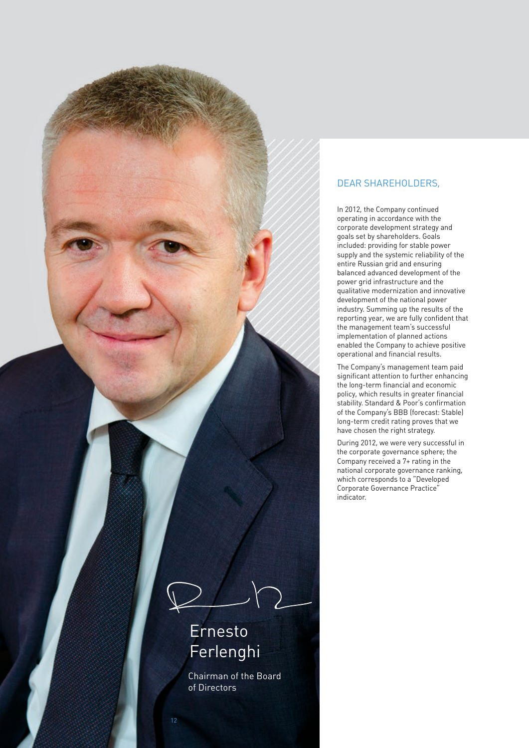## DEAR SHAREHOLDERS,

In 2012, the Company continued operating in accordance with the corporate development strategy and goals set by shareholders. Goals included: providing for stable power supply and the systemic reliability of the entire Russian grid and ensuring balanced advanced development of the power grid infrastructure and the qualitative modernization and innovative development of the national power industry. Summing up the results of the reporting year, we are fully confident that the management team's successful implementation of planned actions enabled the Company to achieve positive operational and financial results.

The Company's management team paid significant attention to further enhancing the long-term financial and economic policy, which results in greater financial stability. Standard & Poor's confirmation of the Company's BBB (forecast: Stable) long-term credit rating proves that we have chosen the right strategy.

During 2012, we were very successful in the corporate governance sphere; the Company received a 7+ rating in the national corporate governance ranking, which corresponds to a "Developed Corporate Governance Practice" indicator.

Ernesto Ferlenghi

Chairman of the Board of Directors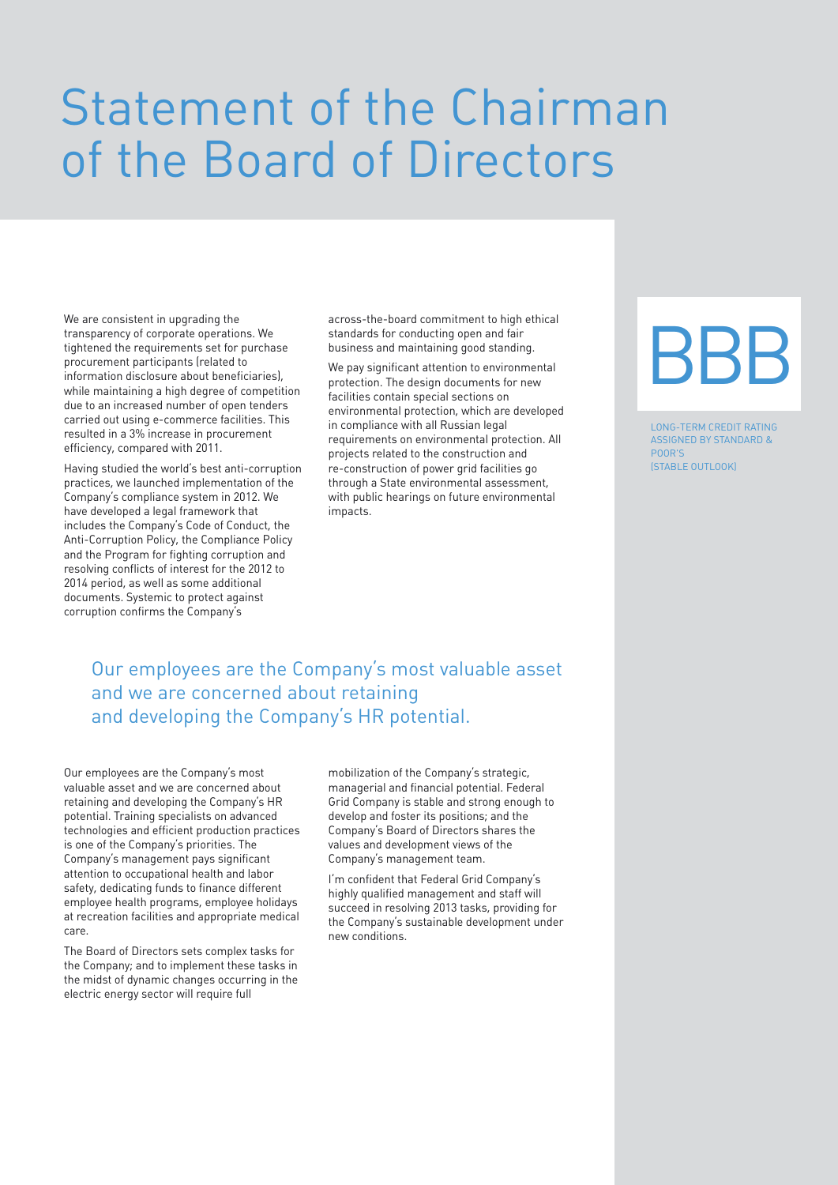# Statement of the Chairman of the Board of Directors

We are consistent in upgrading the transparency of corporate operations. We tightened the requirements set for purchase procurement participants (related to information disclosure about beneficiaries), while maintaining a high degree of competition due to an increased number of open tenders carried out using e-commerce facilities. This resulted in a 3% increase in procurement efficiency, compared with 2011.

Having studied the world's best anti-corruption practices, we launched implementation of the Company's compliance system in 2012. We have developed a legal framework that includes the Company's Code of Conduct, the Anti-Corruption Policy, the Compliance Policy and the Program for fighting corruption and resolving conflicts of interest for the 2012 to 2014 period, as well as some additional documents. Systemic to protect against corruption confirms the Company's across-the-board commitment to high ethical standards for conducting open and fair business and maintaining good standing.

We pay significant attention to environmental protection. The design documents for new facilities contain special sections on environmental protection, which are developed in compliance with all Russian legal requirements on environmental protection. All projects related to the construction and re-construction of power grid facilities go through a State environmental assessment, with public hearings on future environmental impacts.

BBB

LONG-TERM CREDIT RATING ASSIGNED BY STANDARD & POOR'S (STABLE OUTLOOK)

Our employees are the Company's most valuable asset and we are concerned about retaining and developing the Company's HR potential.

Our employees are the Company's most valuable asset and we are concerned about retaining and developing the Company's HR potential. Training specialists on advanced technologies and efficient production practices is one of the Company's priorities. The Company's management pays significant attention to occupational health and labor safety, dedicating funds to finance different employee health programs, employee holidays at recreation facilities and appropriate medical care.

The Board of Directors sets complex tasks for the Company; and to implement these tasks in the midst of dynamic changes occurring in the electric energy sector will require full mobilization of the Company's strategic, managerial and financial potential. Federal Grid Company is stable and strong enough to develop and foster its positions; and the Company's Board of Directors shares the values and development views of the Company's management team.

I'm confident that Federal Grid Company's highly qualified management and staff will succeed in resolving 2013 tasks, providing for the Company's sustainable development under new conditions.